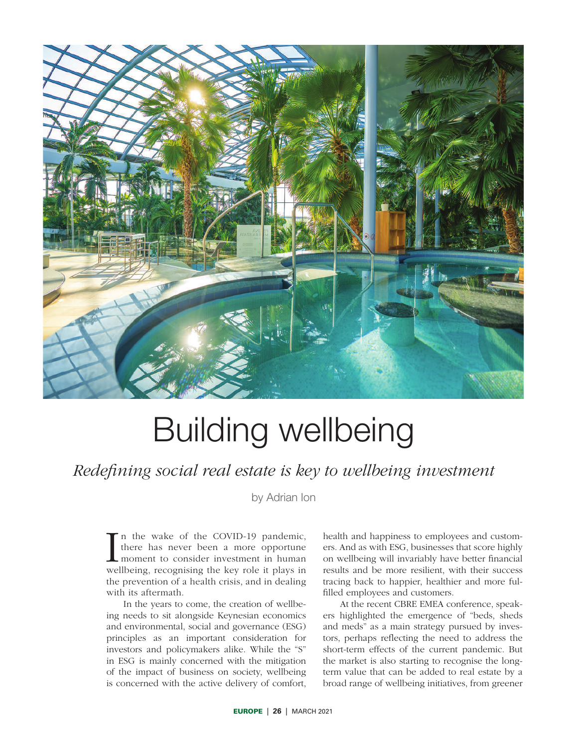# Building wellbeing

*Redefining social real estate is key to wellbeing investment*

by Adrian Ion

In the wake of the COVID-19 pandemic, there has never been a more opportune moment to consider investment in human wellbeing, recognising the key role it plays in the prevention of a health crisis, and in dealing with its aftermath.

In the years to come, the creation of wellbeing needs to sit alongside Keynesian economics and environmental, social and governance (ESG) principles as an important consideration for investors and policymakers alike. While the "S" in ESG is mainly concerned with the mitigation of the impact of business on society, wellbeing is concerned with the active delivery of comfort, health and happiness to employees and customers. And as with ESG, businesses that score highly on wellbeing will invariably have better financial results and be more resilient, with their success tracing back to happier, healthier and more fulfilled employees and customers.

At the recent CBRE EMEA conference, speakers highlighted the emergence of "beds, sheds and meds" as a main strategy pursued by investors, perhaps reflecting the need to address the short-term effects of the current pandemic. But the market is also starting to recognise the long-term value that can be added to real estate by a broad range of wellbeing initiatives, from greener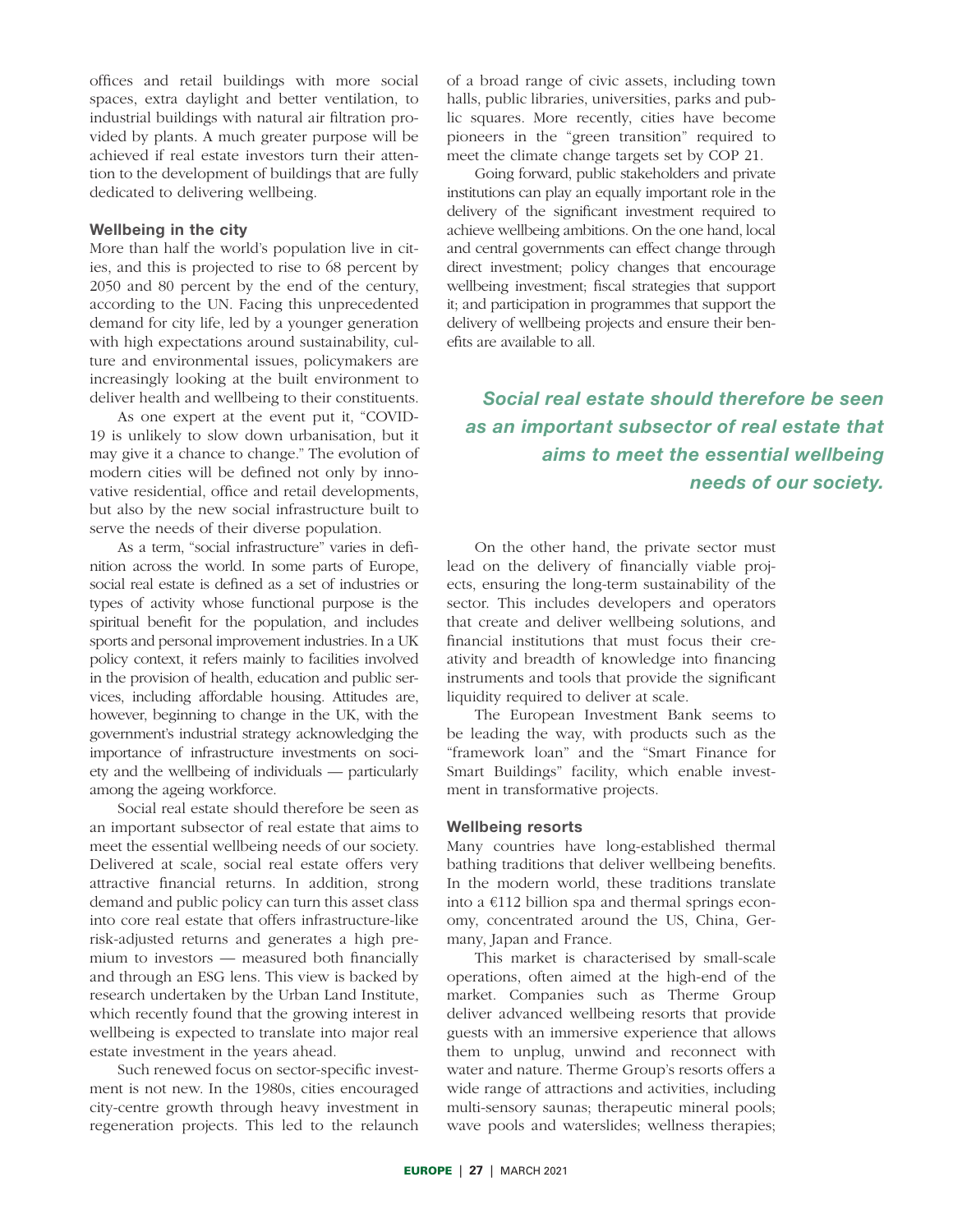offices and retail buildings with more social spaces, extra daylight and better ventilation, to industrial buildings with natural air filtration provided by plants. A much greater purpose will be achieved if real estate investors turn their attention to the development of buildings that are fully dedicated to delivering wellbeing.

### Wellbeing in the city

More than half the world's population live in cities, and this is projected to rise to 68 percent by 2050 and 80 percent by the end of the century, according to the UN. Facing this unprecedented demand for city life, led by a younger generation with high expectations around sustainability, culture and environmental issues, policymakers are increasingly looking at the built environment to deliver health and wellbeing to their constituents.

As one expert at the event put it, "COVID-19 is unlikely to slow down urbanisation, but it may give it a chance to change." The evolution of modern cities will be defined not only by innovative residential, office and retail developments, but also by the new social infrastructure built to serve the needs of their diverse population.

As a term, "social infrastructure" varies in definition across the world. In some parts of Europe, social real estate is defined as a set of industries or types of activity whose functional purpose is the spiritual benefit for the population, and includes sports and personal improvement industries. In a UK policy context, it refers mainly to facilities involved in the provision of health, education and public services, including affordable housing. Attitudes are, however, beginning to change in the UK, with the government's industrial strategy acknowledging the importance of infrastructure investments on society and the wellbeing of individuals — particularly among the ageing workforce.

Social real estate should therefore be seen as an important subsector of real estate that aims to meet the essential wellbeing needs of our society. Delivered at scale, social real estate offers very attractive financial returns. In addition, strong demand and public policy can turn this asset class into core real estate that offers infrastructure-like risk-adjusted returns and generates a high premium to investors — measured both financially and through an ESG lens. This view is backed by research undertaken by the Urban Land Institute, which recently found that the growing interest in wellbeing is expected to translate into major real estate investment in the years ahead.

Such renewed focus on sector-specific investment is not new. In the 1980s, cities encouraged city-centre growth through heavy investment in regeneration projects. This led to the relaunch of a broad range of civic assets, including town halls, public libraries, universities, parks and public squares. More recently, cities have become pioneers in the "green transition" required to meet the climate change targets set by COP 21.

Going forward, public stakeholders and private institutions can play an equally important role in the delivery of the significant investment required to achieve wellbeing ambitions. On the one hand, local and central governments can effect change through direct investment; policy changes that encourage wellbeing investment; fiscal strategies that support it; and participation in programmes that support the delivery of wellbeing projects and ensure their benefits are available to all.

> ***Social real estate should therefore be seen as an important subsector of real estate that aims to meet the essential wellbeing needs of our society.***

On the other hand, the private sector must lead on the delivery of financially viable projects, ensuring the long-term sustainability of the sector. This includes developers and operators that create and deliver wellbeing solutions, and financial institutions that must focus their creativity and breadth of knowledge into financing instruments and tools that provide the significant liquidity required to deliver at scale.

The European Investment Bank seems to be leading the way, with products such as the "framework loan" and the "Smart Finance for Smart Buildings" facility, which enable investment in transformative projects.

### Wellbeing resorts

Many countries have long-established thermal bathing traditions that deliver wellbeing benefits. In the modern world, these traditions translate into a €112 billion spa and thermal springs economy, concentrated around the US, China, Germany, Japan and France.

This market is characterised by small-scale operations, often aimed at the high-end of the market. Companies such as Therme Group deliver advanced wellbeing resorts that provide guests with an immersive experience that allows them to unplug, unwind and reconnect with water and nature. Therme Group's resorts offers a wide range of attractions and activities, including multi-sensory saunas; therapeutic mineral pools; wave pools and waterslides; wellness therapies;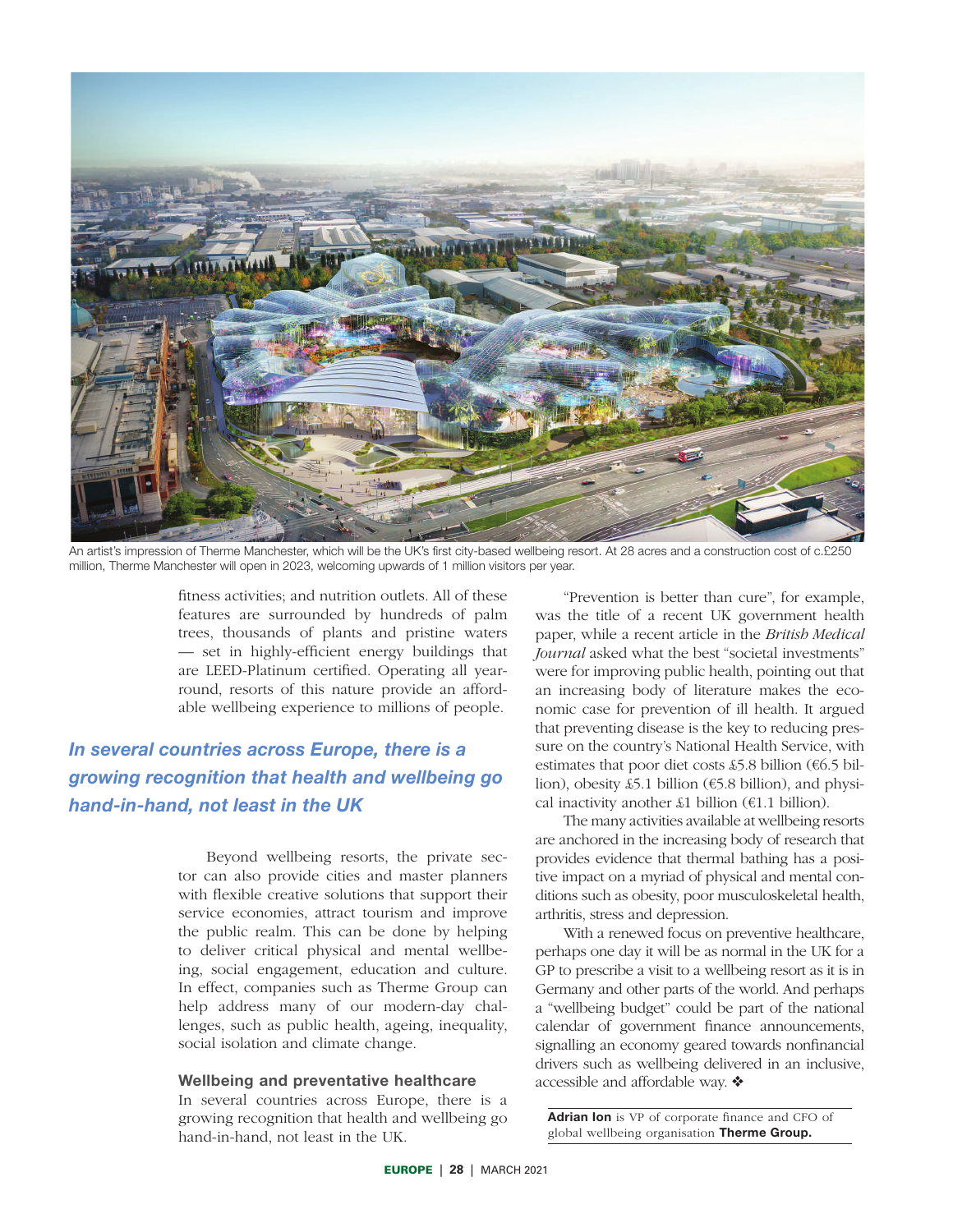An artist's impression of Therme Manchester, which will be the UK's first city-based wellbeing resort. At 28 acres and a construction cost of c.£250 million, Therme Manchester will open in 2023, welcoming upwards of 1 million visitors per year.

fitness activities; and nutrition outlets. All of these features are surrounded by hundreds of palm trees, thousands of plants and pristine waters — set in highly-efficient energy buildings that are LEED-Platinum certified. Operating all year-round, resorts of this nature provide an affordable wellbeing experience to millions of people.

***In several countries across Europe, there is a growing recognition that health and wellbeing go hand-in-hand, not least in the UK***

Beyond wellbeing resorts, the private sector can also provide cities and master planners with flexible creative solutions that support their service economies, attract tourism and improve the public realm. This can be done by helping to deliver critical physical and mental wellbeing, social engagement, education and culture. In effect, companies such as Therme Group can help address many of our modern-day challenges, such as public health, ageing, inequality, social isolation and climate change.

### Wellbeing and preventative healthcare

In several countries across Europe, there is a growing recognition that health and wellbeing go hand-in-hand, not least in the UK.

"Prevention is better than cure", for example, was the title of a recent UK government health paper, while a recent article in the *British Medical Journal* asked what the best "societal investments" were for improving public health, pointing out that an increasing body of literature makes the economic case for prevention of ill health. It argued that preventing disease is the key to reducing pressure on the country's National Health Service, with estimates that poor diet costs £5.8 billion (€6.5 billion), obesity £5.1 billion (€5.8 billion), and physical inactivity another £1 billion (€1.1 billion).

The many activities available at wellbeing resorts are anchored in the increasing body of research that provides evidence that thermal bathing has a positive impact on a myriad of physical and mental conditions such as obesity, poor musculoskeletal health, arthritis, stress and depression.

With a renewed focus on preventive healthcare, perhaps one day it will be as normal in the UK for a GP to prescribe a visit to a wellbeing resort as it is in Germany and other parts of the world. And perhaps a "wellbeing budget" could be part of the national calendar of government finance announcements, signalling an economy geared towards nonfinancial drivers such as wellbeing delivered in an inclusive, accessible and affordable way. ❖

**Adrian Ion** is VP of corporate finance and CFO of global wellbeing organisation **Therme Group.**